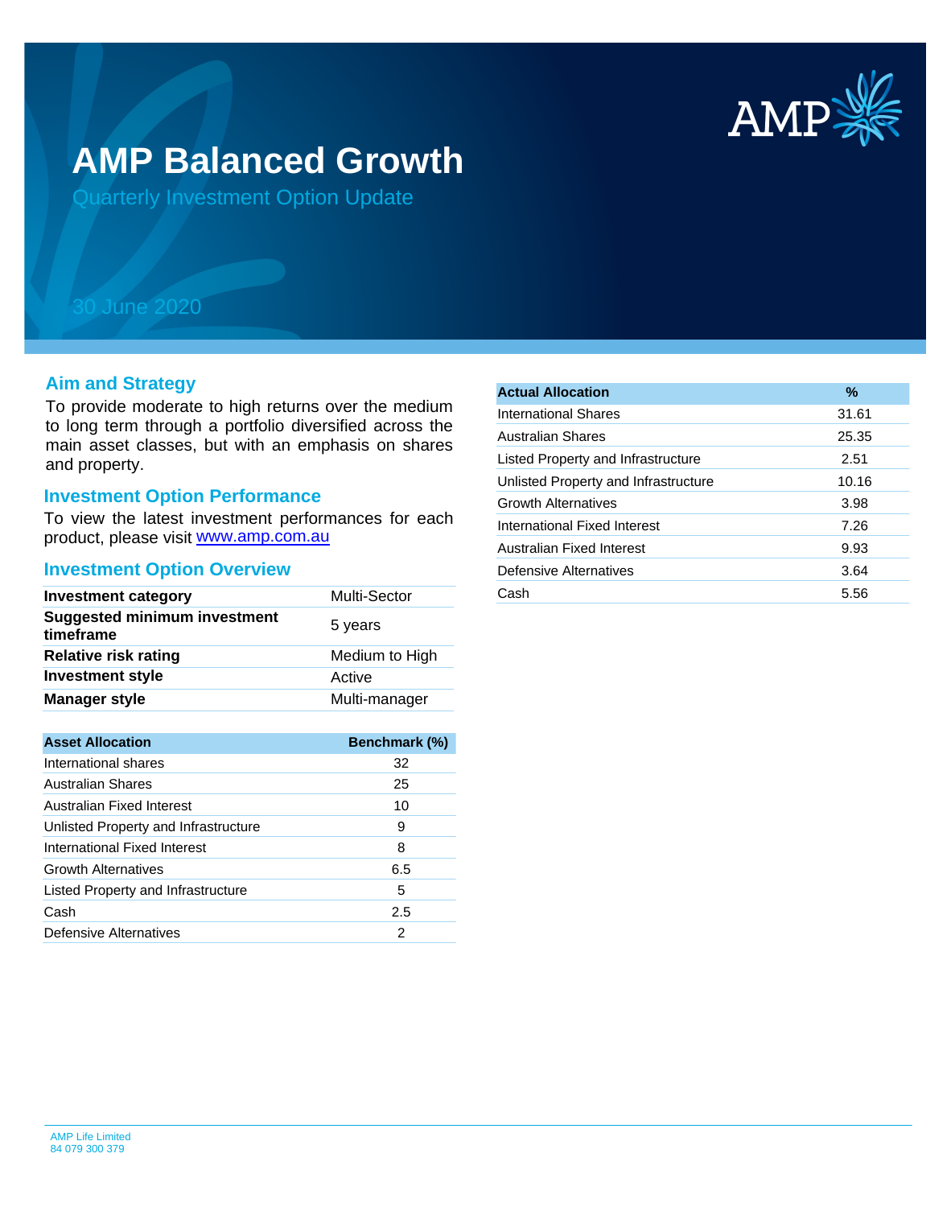# AMP Balanced Growth

## Quarterly Investment Option Update

30 June 2020

## Aim and Strategy

To provide moderate to high returns over the medium to long term through a portfolio diversified across the main asset classes, but with an emphasis on shares and property.

## Investment Option Performance

To view the latest investment performances for each product, please visit www.amp.com.au

## Investment Option Overview

| | |
|---|---|
| **Investment category** | Multi-Sector |
| **Suggested minimum investment timeframe** | 5 years |
| **Relative risk rating** | Medium to High |
| **Investment style** | Active |
| **Manager style** | Multi-manager |

| Asset Allocation | Benchmark (%) |
|---|---|
| International shares | 32 |
| Australian Shares | 25 |
| Australian Fixed Interest | 10 |
| Unlisted Property and Infrastructure | 9 |
| International Fixed Interest | 8 |
| Growth Alternatives | 6.5 |
| Listed Property and Infrastructure | 5 |
| Cash | 2.5 |
| Defensive Alternatives | 2 |

| Actual Allocation | % |
|---|---|
| International Shares | 31.61 |
| Australian Shares | 25.35 |
| Listed Property and Infrastructure | 2.51 |
| Unlisted Property and Infrastructure | 10.16 |
| Growth Alternatives | 3.98 |
| International Fixed Interest | 7.26 |
| Australian Fixed Interest | 9.93 |
| Defensive Alternatives | 3.64 |
| Cash | 5.56 |

AMP Life Limited
84 079 300 379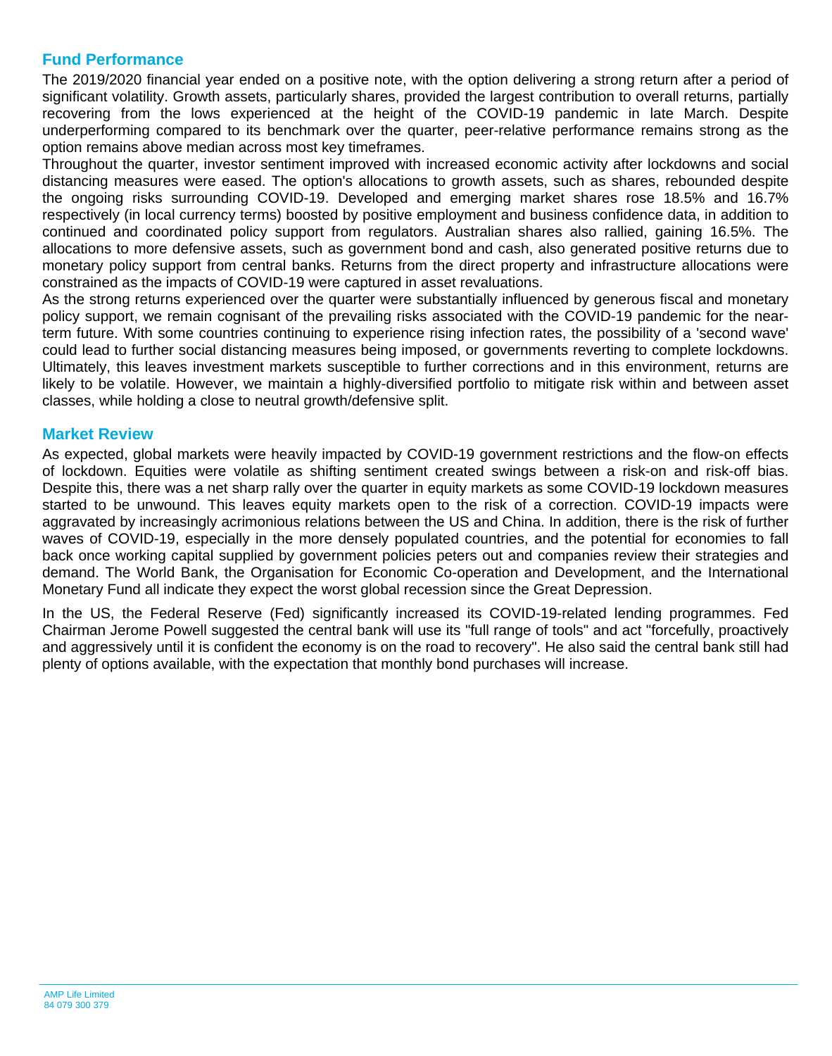## Fund Performance

The 2019/2020 financial year ended on a positive note, with the option delivering a strong return after a period of significant volatility. Growth assets, particularly shares, provided the largest contribution to overall returns, partially recovering from the lows experienced at the height of the COVID-19 pandemic in late March. Despite underperforming compared to its benchmark over the quarter, peer-relative performance remains strong as the option remains above median across most key timeframes.

Throughout the quarter, investor sentiment improved with increased economic activity after lockdowns and social distancing measures were eased. The option's allocations to growth assets, such as shares, rebounded despite the ongoing risks surrounding COVID-19. Developed and emerging market shares rose 18.5% and 16.7% respectively (in local currency terms) boosted by positive employment and business confidence data, in addition to continued and coordinated policy support from regulators. Australian shares also rallied, gaining 16.5%. The allocations to more defensive assets, such as government bond and cash, also generated positive returns due to monetary policy support from central banks. Returns from the direct property and infrastructure allocations were constrained as the impacts of COVID-19 were captured in asset revaluations.

As the strong returns experienced over the quarter were substantially influenced by generous fiscal and monetary policy support, we remain cognisant of the prevailing risks associated with the COVID-19 pandemic for the near-term future. With some countries continuing to experience rising infection rates, the possibility of a 'second wave' could lead to further social distancing measures being imposed, or governments reverting to complete lockdowns. Ultimately, this leaves investment markets susceptible to further corrections and in this environment, returns are likely to be volatile. However, we maintain a highly-diversified portfolio to mitigate risk within and between asset classes, while holding a close to neutral growth/defensive split.

## Market Review

As expected, global markets were heavily impacted by COVID-19 government restrictions and the flow-on effects of lockdown. Equities were volatile as shifting sentiment created swings between a risk-on and risk-off bias. Despite this, there was a net sharp rally over the quarter in equity markets as some COVID-19 lockdown measures started to be unwound. This leaves equity markets open to the risk of a correction. COVID-19 impacts were aggravated by increasingly acrimonious relations between the US and China. In addition, there is the risk of further waves of COVID-19, especially in the more densely populated countries, and the potential for economies to fall back once working capital supplied by government policies peters out and companies review their strategies and demand. The World Bank, the Organisation for Economic Co-operation and Development, and the International Monetary Fund all indicate they expect the worst global recession since the Great Depression.

In the US, the Federal Reserve (Fed) significantly increased its COVID-19-related lending programmes. Fed Chairman Jerome Powell suggested the central bank will use its "full range of tools" and act "forcefully, proactively and aggressively until it is confident the economy is on the road to recovery". He also said the central bank still had plenty of options available, with the expectation that monthly bond purchases will increase.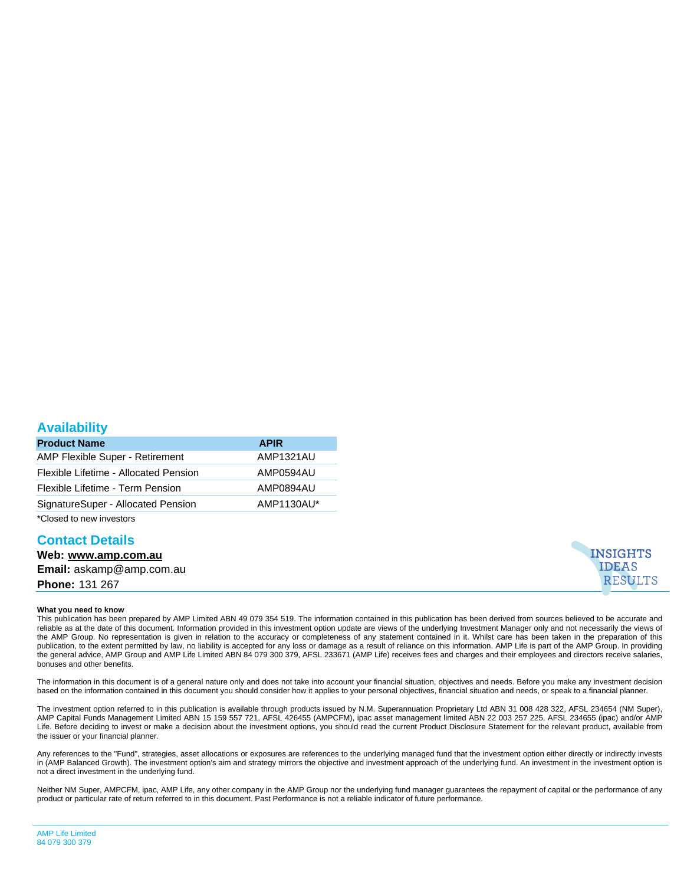## Availability

| Product Name | APIR |
|---|---|
| AMP Flexible Super - Retirement | AMP1321AU |
| Flexible Lifetime - Allocated Pension | AMP0594AU |
| Flexible Lifetime - Term Pension | AMP0894AU |
| SignatureSuper - Allocated Pension | AMP1130AU* |

*Closed to new investors

## Contact Details

**Web:** **www.amp.com.au**
**Email:** askamp@amp.com.au
**Phone:** 131 267

INSIGHTS
IDEAS
RESULTS

**What you need to know**

This publication has been prepared by AMP Limited ABN 49 079 354 519. The information contained in this publication has been derived from sources believed to be accurate and reliable as at the date of this document. Information provided in this investment option update are views of the underlying Investment Manager only and not necessarily the views of the AMP Group. No representation is given in relation to the accuracy or completeness of any statement contained in it. Whilst care has been taken in the preparation of this publication, to the extent permitted by law, no liability is accepted for any loss or damage as a result of reliance on this information. AMP Life is part of the AMP Group. In providing the general advice, AMP Group and AMP Life Limited ABN 84 079 300 379, AFSL 233671 (AMP Life) receives fees and charges and their employees and directors receive salaries, bonuses and other benefits.

The information in this document is of a general nature only and does not take into account your financial situation, objectives and needs. Before you make any investment decision based on the information contained in this document you should consider how it applies to your personal objectives, financial situation and needs, or speak to a financial planner.

The investment option referred to in this publication is available through products issued by N.M. Superannuation Proprietary Ltd ABN 31 008 428 322, AFSL 234654 (NM Super), AMP Capital Funds Management Limited ABN 15 159 557 721, AFSL 426455 (AMPCFM), ipac asset management limited ABN 22 003 257 225, AFSL 234655 (ipac) and/or AMP Life. Before deciding to invest or make a decision about the investment options, you should read the current Product Disclosure Statement for the relevant product, available from the issuer or your financial planner.

Any references to the "Fund", strategies, asset allocations or exposures are references to the underlying managed fund that the investment option either directly or indirectly invests in (AMP Balanced Growth). The investment option's aim and strategy mirrors the objective and investment approach of the underlying fund. An investment in the investment option is not a direct investment in the underlying fund.

Neither NM Super, AMPCFM, ipac, AMP Life, any other company in the AMP Group nor the underlying fund manager guarantees the repayment of capital or the performance of any product or particular rate of return referred to in this document. Past Performance is not a reliable indicator of future performance.

AMP Life Limited
84 079 300 379